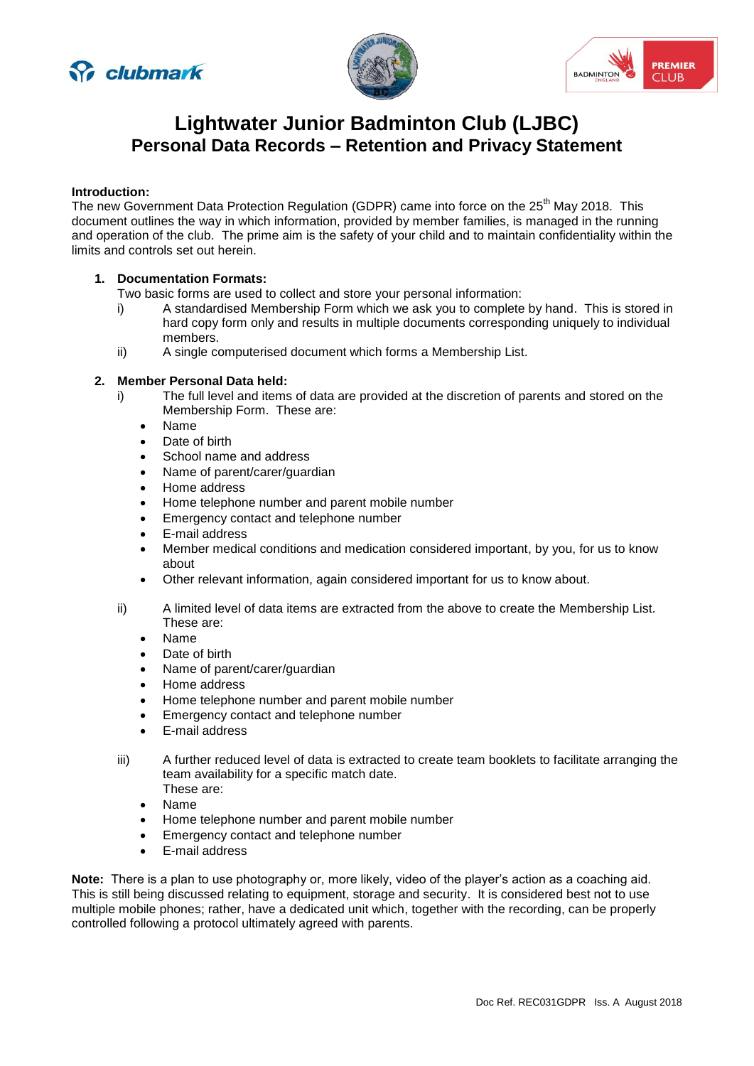# Lightwater Junior Badminton Club (LJBC)
## Personal Data Records – Retention and Privacy Statement

**Introduction:**
The new Government Data Protection Regulation (GDPR) came into force on the 25th May 2018. This document outlines the way in which information, provided by member families, is managed in the running and operation of the club. The prime aim is the safety of your child and to maintain confidentiality within the limits and controls set out herein.

1. **Documentation Formats:**
   Two basic forms are used to collect and store your personal information:
   i) A standardised Membership Form which we ask you to complete by hand. This is stored in hard copy form only and results in multiple documents corresponding uniquely to individual members.
   ii) A single computerised document which forms a Membership List.

2. **Member Personal Data held:**
   i) The full level and items of data are provided at the discretion of parents and stored on the Membership Form. These are:
   - Name
   - Date of birth
   - School name and address
   - Name of parent/carer/guardian
   - Home address
   - Home telephone number and parent mobile number
   - Emergency contact and telephone number
   - E-mail address
   - Member medical conditions and medication considered important, by you, for us to know about
   - Other relevant information, again considered important for us to know about.

   ii) A limited level of data items are extracted from the above to create the Membership List. These are:
   - Name
   - Date of birth
   - Name of parent/carer/guardian
   - Home address
   - Home telephone number and parent mobile number
   - Emergency contact and telephone number
   - E-mail address

   iii) A further reduced level of data is extracted to create team booklets to facilitate arranging the team availability for a specific match date.
   These are:
   - Name
   - Home telephone number and parent mobile number
   - Emergency contact and telephone number
   - E-mail address

**Note:** There is a plan to use photography or, more likely, video of the player's action as a coaching aid. This is still being discussed relating to equipment, storage and security. It is considered best not to use multiple mobile phones; rather, have a dedicated unit which, together with the recording, can be properly controlled following a protocol ultimately agreed with parents.

Doc Ref. REC031GDPR Iss. A August 2018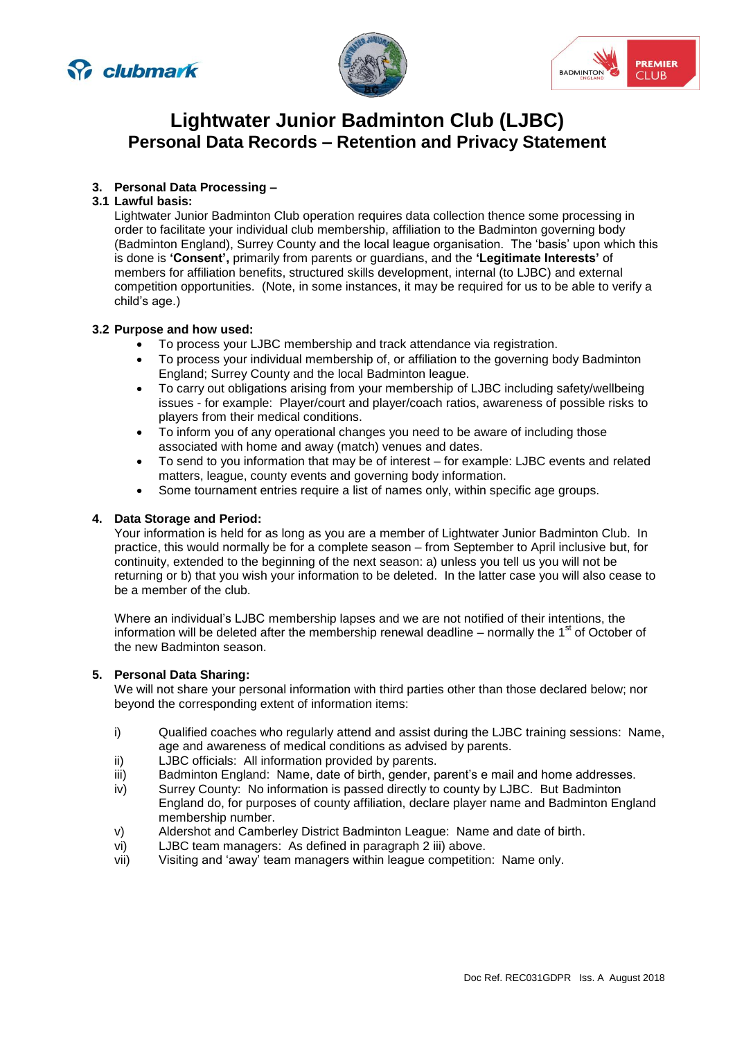# Lightwater Junior Badminton Club (LJBC)

## Personal Data Records – Retention and Privacy Statement

### 3. Personal Data Processing –

### 3.1 Lawful basis:

Lightwater Junior Badminton Club operation requires data collection thence some processing in order to facilitate your individual club membership, affiliation to the Badminton governing body (Badminton England), Surrey County and the local league organisation. The 'basis' upon which this is done is **'Consent',** primarily from parents or guardians, and the **'Legitimate Interests'** of members for affiliation benefits, structured skills development, internal (to LJBC) and external competition opportunities. (Note, in some instances, it may be required for us to be able to verify a child's age.)

### 3.2 Purpose and how used:

- To process your LJBC membership and track attendance via registration.
- To process your individual membership of, or affiliation to the governing body Badminton England; Surrey County and the local Badminton league.
- To carry out obligations arising from your membership of LJBC including safety/wellbeing issues - for example: Player/court and player/coach ratios, awareness of possible risks to players from their medical conditions.
- To inform you of any operational changes you need to be aware of including those associated with home and away (match) venues and dates.
- To send to you information that may be of interest – for example: LJBC events and related matters, league, county events and governing body information.
- Some tournament entries require a list of names only, within specific age groups.

### 4. Data Storage and Period:

Your information is held for as long as you are a member of Lightwater Junior Badminton Club. In practice, this would normally be for a complete season – from September to April inclusive but, for continuity, extended to the beginning of the next season: a) unless you tell us you will not be returning or b) that you wish your information to be deleted. In the latter case you will also cease to be a member of the club.

Where an individual's LJBC membership lapses and we are not notified of their intentions, the information will be deleted after the membership renewal deadline – normally the 1st of October of the new Badminton season.

### 5. Personal Data Sharing:

We will not share your personal information with third parties other than those declared below; nor beyond the corresponding extent of information items:

i) Qualified coaches who regularly attend and assist during the LJBC training sessions: Name, age and awareness of medical conditions as advised by parents.
ii) LJBC officials: All information provided by parents.
iii) Badminton England: Name, date of birth, gender, parent's e mail and home addresses.
iv) Surrey County: No information is passed directly to county by LJBC. But Badminton England do, for purposes of county affiliation, declare player name and Badminton England membership number.
v) Aldershot and Camberley District Badminton League: Name and date of birth.
vi) LJBC team managers: As defined in paragraph 2 iii) above.
vii) Visiting and 'away' team managers within league competition: Name only.

Doc Ref. REC031GDPR Iss. A August 2018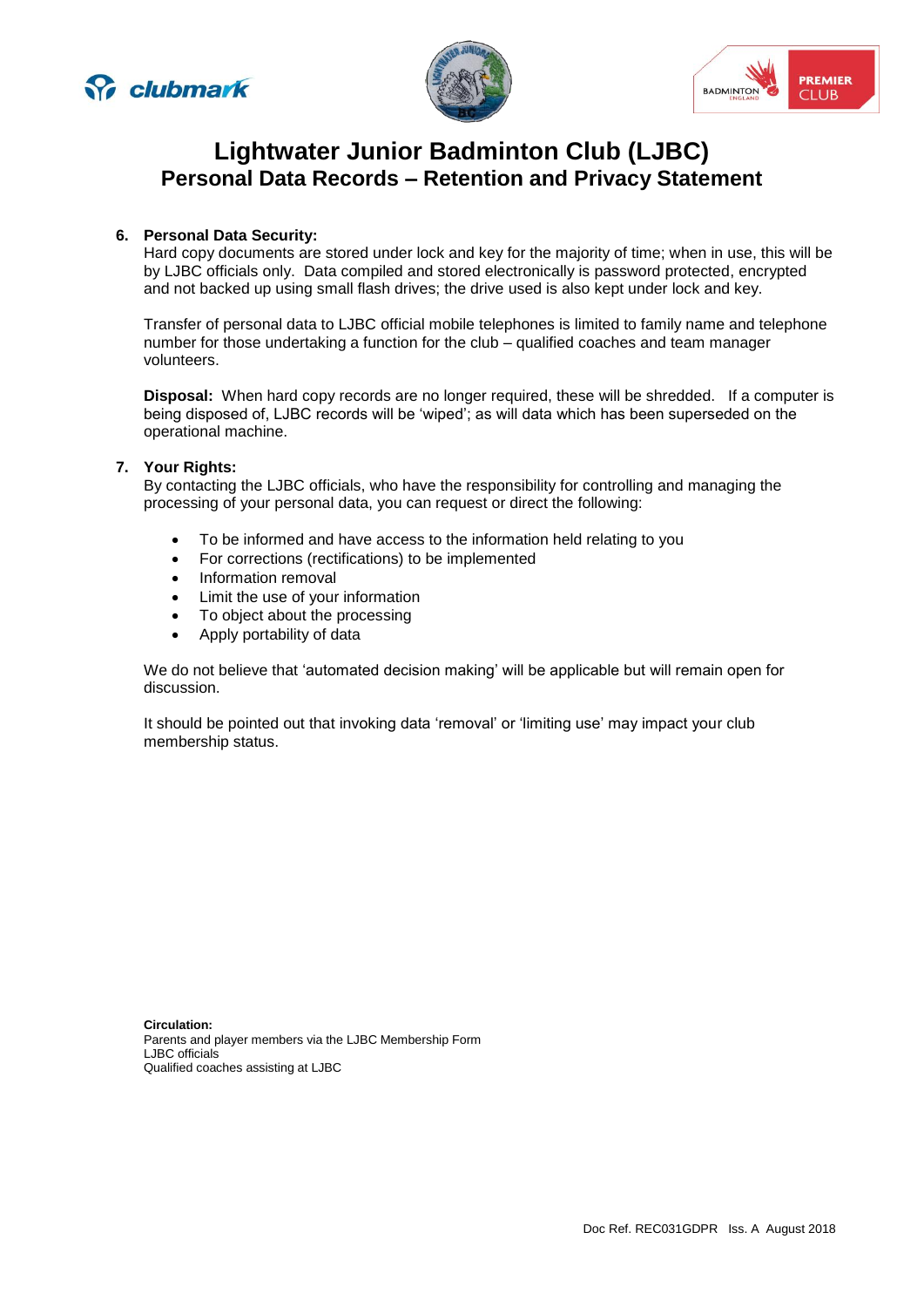# Lightwater Junior Badminton Club (LJBC)
## Personal Data Records – Retention and Privacy Statement

6. **Personal Data Security:**
   Hard copy documents are stored under lock and key for the majority of time; when in use, this will be by LJBC officials only. Data compiled and stored electronically is password protected, encrypted and not backed up using small flash drives; the drive used is also kept under lock and key.

   Transfer of personal data to LJBC official mobile telephones is limited to family name and telephone number for those undertaking a function for the club – qualified coaches and team manager volunteers.

   **Disposal:** When hard copy records are no longer required, these will be shredded. If a computer is being disposed of, LJBC records will be 'wiped'; as will data which has been superseded on the operational machine.

7. **Your Rights:**
   By contacting the LJBC officials, who have the responsibility for controlling and managing the processing of your personal data, you can request or direct the following:

   - To be informed and have access to the information held relating to you
   - For corrections (rectifications) to be implemented
   - Information removal
   - Limit the use of your information
   - To object about the processing
   - Apply portability of data

   We do not believe that 'automated decision making' will be applicable but will remain open for discussion.

   It should be pointed out that invoking data 'removal' or 'limiting use' may impact your club membership status.

**Circulation:**
Parents and player members via the LJBC Membership Form
LJBC officials
Qualified coaches assisting at LJBC

Doc Ref. REC031GDPR Iss. A August 2018